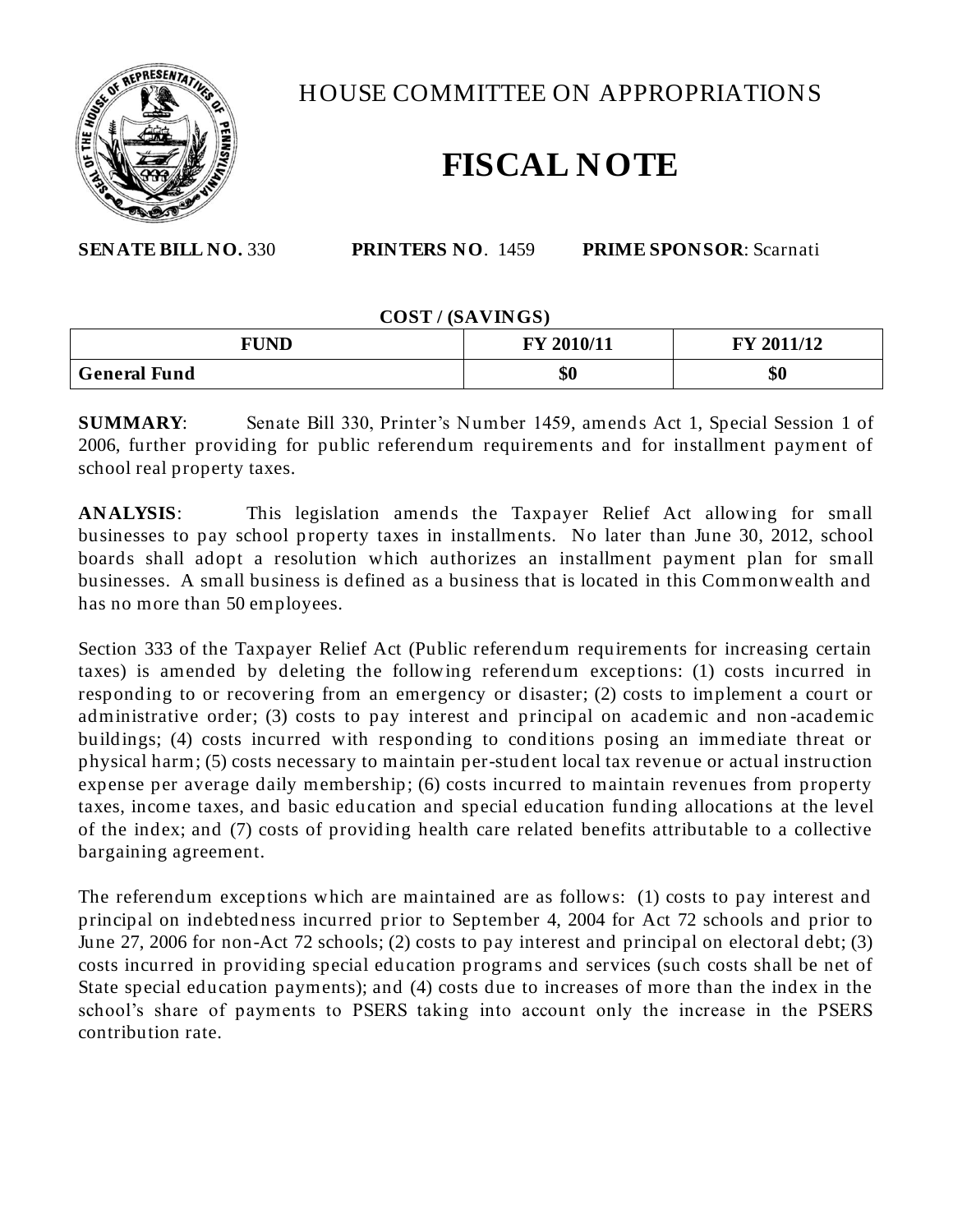# HOUSE COMMITTEE ON APPROPRIATIONS

# FISCAL NOTE

**SENATE BILL NO.** 330 **PRINTERS NO**. 1459 **PRIME SPONSOR**: Scarnati

**COST / (SAVINGS)**

| FUND | FY 2010/11 | FY 2011/12 |
|---|---|---|
| **General Fund** | **$0** | **$0** |

**SUMMARY**: Senate Bill 330, Printer's Number 1459, amends Act 1, Special Session 1 of 2006, further providing for public referendum requirements and for installment payment of school real property taxes.

**ANALYSIS**: This legislation amends the Taxpayer Relief Act allowing for small businesses to pay school property taxes in installments. No later than June 30, 2012, school boards shall adopt a resolution which authorizes an installment payment plan for small businesses. A small business is defined as a business that is located in this Commonwealth and has no more than 50 employees.

Section 333 of the Taxpayer Relief Act (Public referendum requirements for increasing certain taxes) is amended by deleting the following referendum exceptions: (1) costs incurred in responding to or recovering from an emergency or disaster; (2) costs to implement a court or administrative order; (3) costs to pay interest and principal on academic and non-academic buildings; (4) costs incurred with responding to conditions posing an immediate threat or physical harm; (5) costs necessary to maintain per-student local tax revenue or actual instruction expense per average daily membership; (6) costs incurred to maintain revenues from property taxes, income taxes, and basic education and special education funding allocations at the level of the index; and (7) costs of providing health care related benefits attributable to a collective bargaining agreement.

The referendum exceptions which are maintained are as follows: (1) costs to pay interest and principal on indebtedness incurred prior to September 4, 2004 for Act 72 schools and prior to June 27, 2006 for non-Act 72 schools; (2) costs to pay interest and principal on electoral debt; (3) costs incurred in providing special education programs and services (such costs shall be net of State special education payments); and (4) costs due to increases of more than the index in the school's share of payments to PSERS taking into account only the increase in the PSERS contribution rate.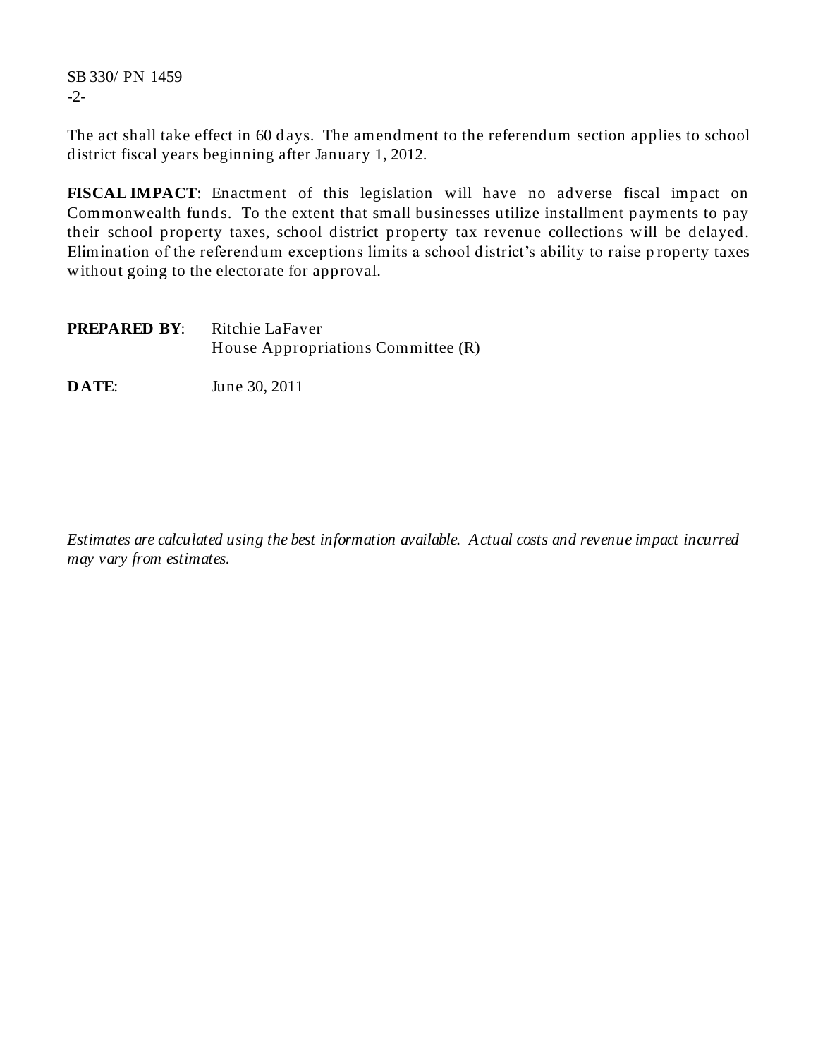The act shall take effect in 60 days. The amendment to the referendum section applies to school district fiscal years beginning after January 1, 2012.

**FISCAL IMPACT**: Enactment of this legislation will have no adverse fiscal impact on Commonwealth funds. To the extent that small businesses utilize installment payments to pay their school property taxes, school district property tax revenue collections will be delayed. Elimination of the referendum exceptions limits a school district's ability to raise property taxes without going to the electorate for approval.

**PREPARED BY**: Ritchie LaFaver
House Appropriations Committee (R)

**DATE**: June 30, 2011

*Estimates are calculated using the best information available. Actual costs and revenue impact incurred may vary from estimates.*